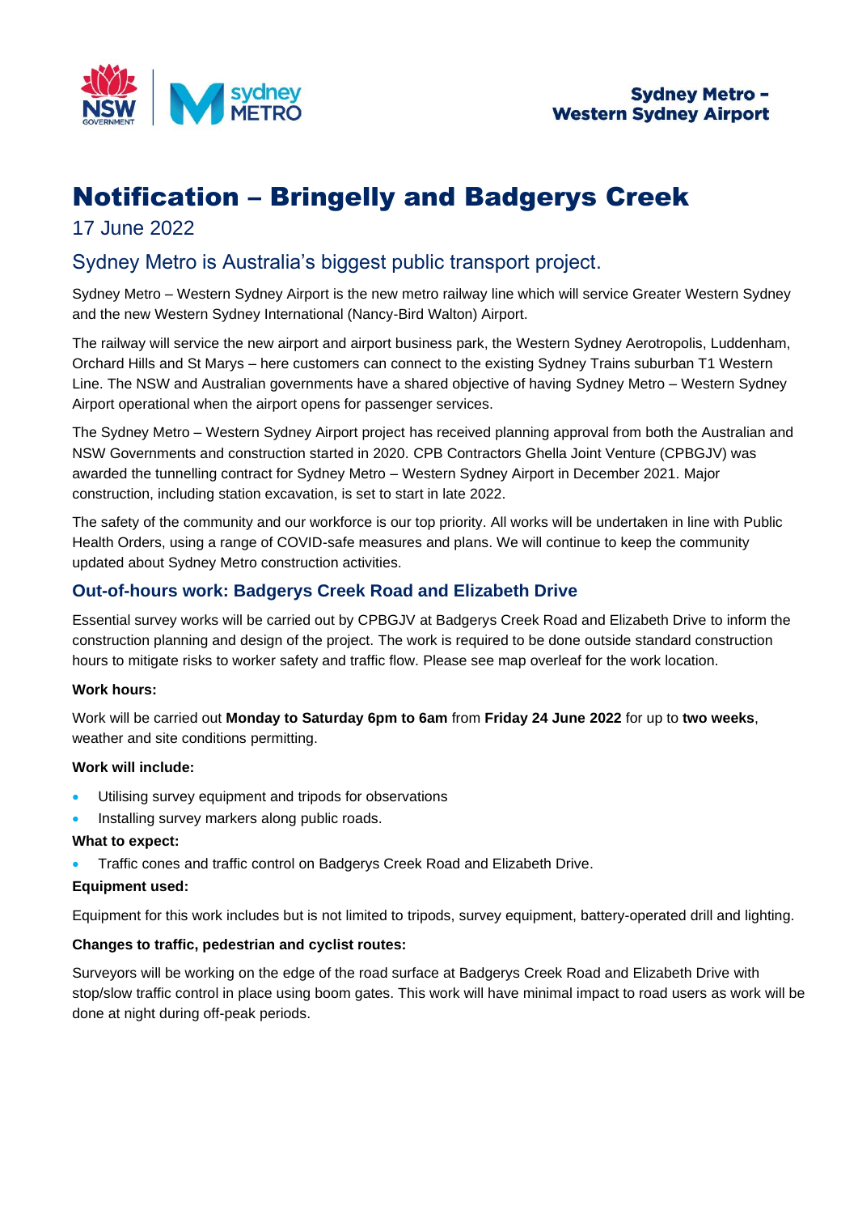Sydney Metro – Western Sydney Airport

# Notification – Bringelly and Badgerys Creek

17 June 2022

## Sydney Metro is Australia's biggest public transport project.

Sydney Metro – Western Sydney Airport is the new metro railway line which will service Greater Western Sydney and the new Western Sydney International (Nancy-Bird Walton) Airport.

The railway will service the new airport and airport business park, the Western Sydney Aerotropolis, Luddenham, Orchard Hills and St Marys – here customers can connect to the existing Sydney Trains suburban T1 Western Line. The NSW and Australian governments have a shared objective of having Sydney Metro – Western Sydney Airport operational when the airport opens for passenger services.

The Sydney Metro – Western Sydney Airport project has received planning approval from both the Australian and NSW Governments and construction started in 2020. CPB Contractors Ghella Joint Venture (CPBGJV) was awarded the tunnelling contract for Sydney Metro – Western Sydney Airport in December 2021. Major construction, including station excavation, is set to start in late 2022.

The safety of the community and our workforce is our top priority. All works will be undertaken in line with Public Health Orders, using a range of COVID-safe measures and plans. We will continue to keep the community updated about Sydney Metro construction activities.

### Out-of-hours work: Badgerys Creek Road and Elizabeth Drive

Essential survey works will be carried out by CPBGJV at Badgerys Creek Road and Elizabeth Drive to inform the construction planning and design of the project. The work is required to be done outside standard construction hours to mitigate risks to worker safety and traffic flow. Please see map overleaf for the work location.

**Work hours:**

Work will be carried out **Monday to Saturday 6pm to 6am** from **Friday 24 June 2022** for up to **two weeks**, weather and site conditions permitting.

**Work will include:**

- Utilising survey equipment and tripods for observations
- Installing survey markers along public roads.

**What to expect:**

- Traffic cones and traffic control on Badgerys Creek Road and Elizabeth Drive.

**Equipment used:**

Equipment for this work includes but is not limited to tripods, survey equipment, battery-operated drill and lighting.

**Changes to traffic, pedestrian and cyclist routes:**

Surveyors will be working on the edge of the road surface at Badgerys Creek Road and Elizabeth Drive with stop/slow traffic control in place using boom gates. This work will have minimal impact to road users as work will be done at night during off-peak periods.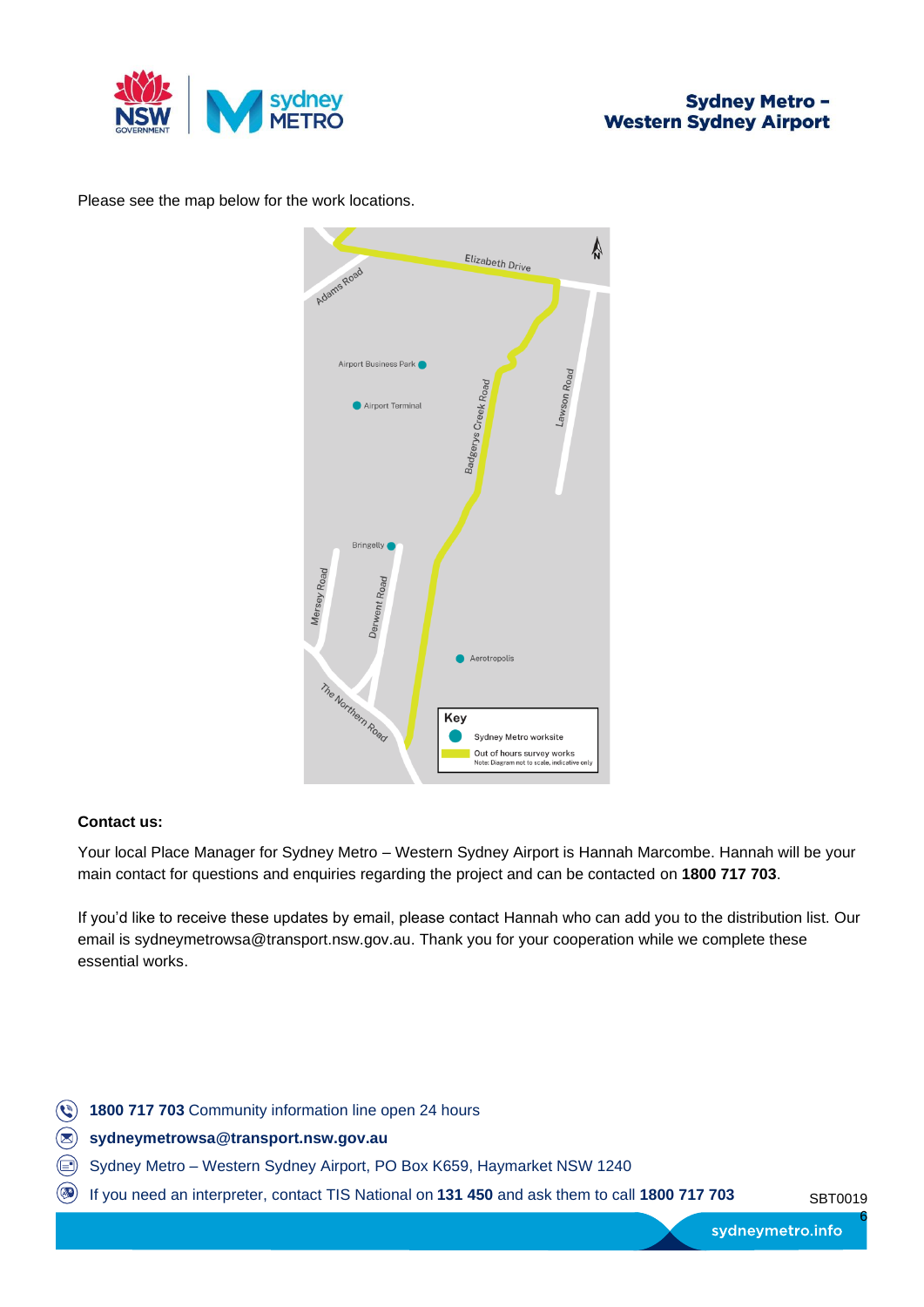Please see the map below for the work locations.

Elizabeth Drive
Adams Road
Airport Business Park
Airport Terminal
Badgerys Creek Road
Lawson Road
Bringelly
Mersey Road
Derwent Road
Aerotropolis
The Northern Road

Key
Sydney Metro worksite
Out of hours survey works
Note: Diagram not to scale, indicative only

**Contact us:**

Your local Place Manager for Sydney Metro – Western Sydney Airport is Hannah Marcombe. Hannah will be your main contact for questions and enquiries regarding the project and can be contacted on **1800 717 703**.

If you'd like to receive these updates by email, please contact Hannah who can add you to the distribution list. Our email is sydneymetrowsa@transport.nsw.gov.au. Thank you for your cooperation while we complete these essential works.

**1800 717 703** Community information line open 24 hours

**sydneymetrowsa@transport.nsw.gov.au**

Sydney Metro – Western Sydney Airport, PO Box K659, Haymarket NSW 1240

If you need an interpreter, contact TIS National on **131 450** and ask them to call **1800 717 703**

SBT00196